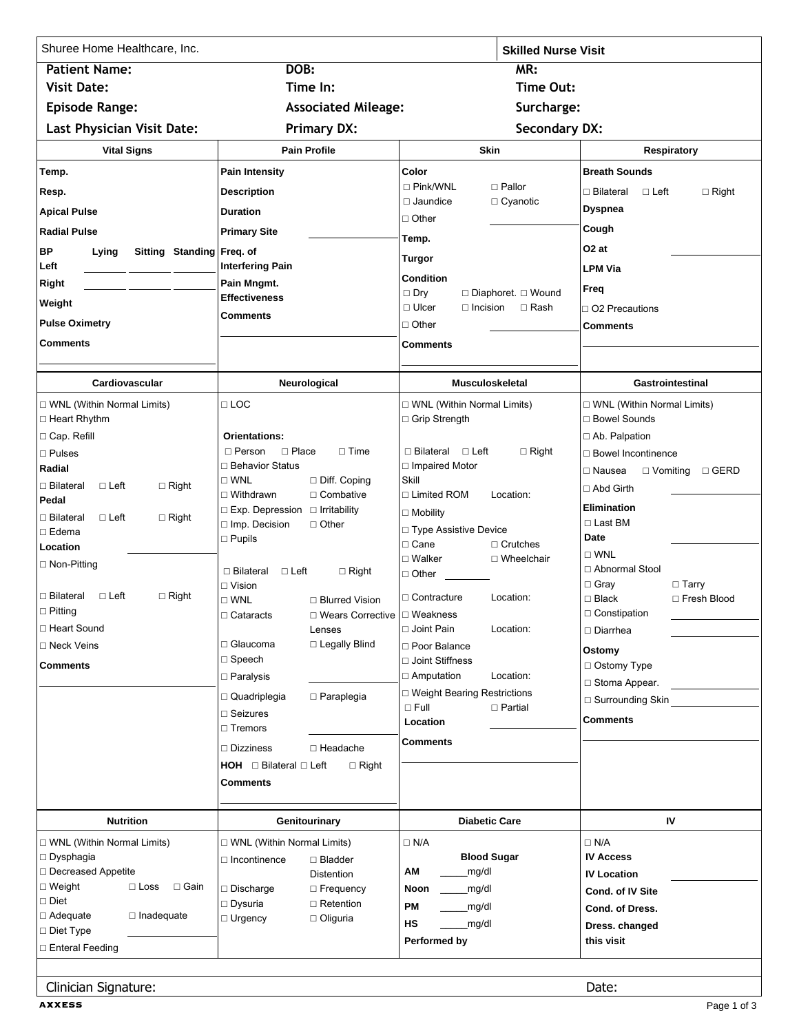Shuree Home Healthcare, Inc.

**Skilled Nurse Visit**

| | | |
|---|---|---|
| **Patient Name:** | **DOB:** | **MR:** |
| **Visit Date:** | **Time In:** | **Time Out:** |
| **Episode Range:** | **Associated Mileage:** | **Surcharge:** |
| **Last Physician Visit Date:** | **Primary DX:** | **Secondary DX:** |

| Vital Signs | Pain Profile | Skin | Respiratory |
|---|---|---|---|
| **Temp.**<br>**Resp.**<br>**Apical Pulse**<br>**Radial Pulse**<br>**BP** Lying Sitting Standing<br>**Left** ____ ____ ____<br>**Right** ____ ____ ____<br>**Weight**<br>**Pulse Oximetry**<br>**Comments**<br>________ | **Pain Intensity**<br>**Description**<br>**Duration**<br>**Primary Site** ________<br>**Freq. of Interfering Pain**<br>**Pain Mngmt. Effectiveness**<br>**Comments**<br>________ | **Color**<br>□ Pink/WNL □ Pallor<br>□ Jaundice □ Cyanotic<br>□ Other ________<br>**Temp.**<br>**Turgor**<br>**Condition**<br>□ Dry □ Diaphoret. □ Wound<br>□ Ulcer □ Incision □ Rash<br>□ Other ________<br>**Comments**<br>________ | **Breath Sounds**<br>□ Bilateral □ Left □ Right<br>**Dyspnea**<br>**Cough**<br>**O2 at** ________<br>**LPM Via**<br>**Freq**<br>□ O2 Precautions<br>**Comments**<br>________ |

| Cardiovascular | Neurological | Musculoskeletal | Gastrointestinal |
|---|---|---|---|
| □ WNL (Within Normal Limits)<br>□ Heart Rhythm<br>□ Cap. Refill<br>□ Pulses<br>**Radial**<br>□ Bilateral □ Left □ Right<br>**Pedal**<br>□ Bilateral □ Left □ Right<br>□ Edema<br>**Location** ________<br>□ Non-Pitting<br>□ Bilateral □ Left □ Right<br>□ Pitting<br>□ Heart Sound<br>□ Neck Veins<br>**Comments**<br>________ | □ LOC<br>**Orientations:**<br>□ Person □ Place □ Time<br>□ Behavior Status<br>□ WNL □ Diff. Coping<br>□ Withdrawn □ Combative<br>□ Exp. Depression □ Irritability<br>□ Imp. Decision □ Other<br>□ Pupils<br>□ Bilateral □ Left □ Right<br>□ Vision<br>□ WNL □ Blurred Vision<br>□ Cataracts □ Wears Corrective Lenses<br>□ Glaucoma □ Legally Blind<br>□ Speech<br>□ Paralysis ________<br>□ Quadriplegia □ Paraplegia<br>□ Seizures<br>□ Tremors ________<br>□ Dizziness □ Headache<br>**HOH** □ Bilateral □ Left □ Right<br>**Comments**<br>________ | □ WNL (Within Normal Limits)<br>□ Grip Strength<br>□ Bilateral □ Left □ Right<br>□ Impaired Motor Skill<br>□ Limited ROM Location:<br>□ Mobility<br>□ Type Assistive Device<br>□ Cane □ Crutches<br>□ Walker □ Wheelchair<br>□ Other ________<br>□ Contracture Location:<br>□ Weakness<br>□ Joint Pain Location:<br>□ Poor Balance<br>□ Joint Stiffness<br>□ Amputation Location:<br>□ Weight Bearing Restrictions<br>□ Full □ Partial<br>**Location** ________<br>**Comments**<br>________ | □ WNL (Within Normal Limits)<br>□ Bowel Sounds<br>□ Ab. Palpation<br>□ Bowel Incontinence<br>□ Nausea □ Vomiting □ GERD<br>□ Abd Girth ________<br>**Elimination**<br>□ Last BM<br>**Date** ________<br>□ WNL<br>□ Abnormal Stool<br>□ Gray □ Tarry<br>□ Black □ Fresh Blood<br>□ Constipation ________<br>□ Diarrhea ________<br>**Ostomy**<br>□ Ostomy Type<br>□ Stoma Appear. ________<br>□ Surrounding Skin ________<br>**Comments**<br>________ |

| Nutrition | Genitourinary | Diabetic Care | IV |
|---|---|---|---|
| □ WNL (Within Normal Limits)<br>□ Dysphagia<br>□ Decreased Appetite<br>□ Weight □ Loss □ Gain<br>□ Diet<br>□ Adequate □ Inadequate<br>□ Diet Type ________<br>□ Enteral Feeding | □ WNL (Within Normal Limits)<br>□ Incontinence □ Bladder Distention<br>□ Discharge □ Frequency<br>□ Dysuria □ Retention<br>□ Urgency □ Oliguria | □ N/A<br>**Blood Sugar**<br>**AM** _____mg/dl<br>**Noon** _____mg/dl<br>**PM** _____mg/dl<br>**HS** _____mg/dl<br>**Performed by** | □ N/A<br>**IV Access**<br>**IV Location** ________<br>**Cond. of IV Site**<br>**Cond. of Dress.**<br>**Dress. changed this visit** |

Clinician Signature: Date:

AXXESS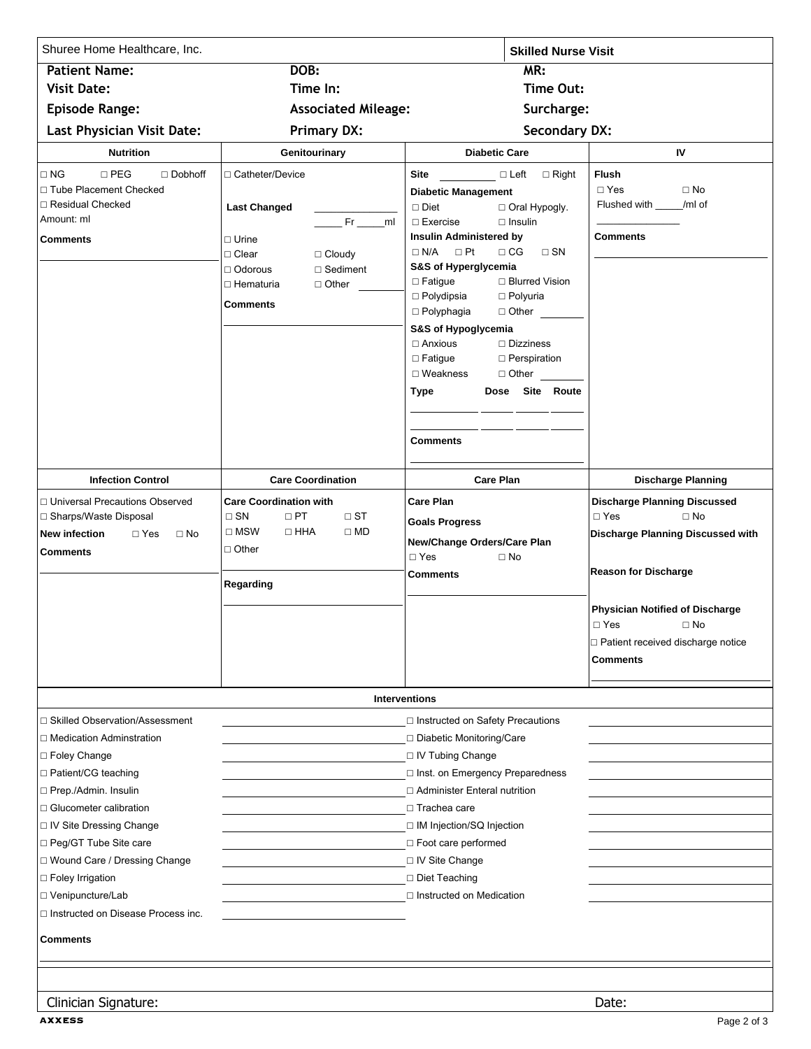Shuree Home Healthcare, Inc.

## Skilled Nurse Visit

| | | |
|---|---|---|
| **Patient Name:** | **DOB:** | **MR:** |
| **Visit Date:** | **Time In:** | **Time Out:** |
| **Episode Range:** | **Associated Mileage:** | **Surcharge:** |
| **Last Physician Visit Date:** | **Primary DX:** | **Secondary DX:** |

### Nutrition

□ NG □ PEG □ Dobhoff
□ Tube Placement Checked
□ Residual Checked
Amount: ml

**Comments**

### Genitourinary

□ Catheter/Device

**Last Changed** ______________
_____ Fr _____ml

□ Urine
□ Clear □ Cloudy
□ Odorous □ Sediment
□ Hematuria □ Other ________

**Comments**

### Diabetic Care

**Site** __________ □ Left □ Right

**Diabetic Management**
□ Diet □ Oral Hypogly.
□ Exercise □ Insulin

**Insulin Administered by**
□ N/A □ Pt □ CG □ SN

**S&S of Hyperglycemia**
□ Fatigue □ Blurred Vision
□ Polydipsia □ Polyuria
□ Polyphagia □ Other ________

**S&S of Hypoglycemia**
□ Anxious □ Dizziness
□ Fatigue □ Perspiration
□ Weakness □ Other ________

| Type | Dose | Site | Route |
|---|---|---|---|
| | | | |
| | | | |

**Comments**

### IV

**Flush**
□ Yes □ No
Flushed with _____/ml of ______________

**Comments**

### Infection Control

□ Universal Precautions Observed
□ Sharps/Waste Disposal
**New infection** □ Yes □ No

**Comments**

### Care Coordination

**Care Coordination with**
□ SN □ PT □ ST
□ MSW □ HHA □ MD
□ Other

**Regarding**

### Care Plan

**Care Plan**

**Goals Progress**

**New/Change Orders/Care Plan**
□ Yes □ No

**Comments**

### Discharge Planning

**Discharge Planning Discussed**
□ Yes □ No

**Discharge Planning Discussed with**

**Reason for Discharge**

**Physician Notified of Discharge**
□ Yes □ No
□ Patient received discharge notice

**Comments**

### Interventions

| | | | |
|---|---|---|---|
| □ Skilled Observation/Assessment | | □ Instructed on Safety Precautions | |
| □ Medication Adminstration | | □ Diabetic Monitoring/Care | |
| □ Foley Change | | □ IV Tubing Change | |
| □ Patient/CG teaching | | □ Inst. on Emergency Preparedness | |
| □ Prep./Admin. Insulin | | □ Administer Enteral nutrition | |
| □ Glucometer calibration | | □ Trachea care | |
| □ IV Site Dressing Change | | □ IM Injection/SQ Injection | |
| □ Peg/GT Tube Site care | | □ Foot care performed | |
| □ Wound Care / Dressing Change | | □ IV Site Change | |
| □ Foley Irrigation | | □ Diet Teaching | |
| □ Venipuncture/Lab | | □ Instructed on Medication | |
| □ Instructed on Disease Process inc. | | | |

**Comments**

Clinician Signature: Date:

AXXESS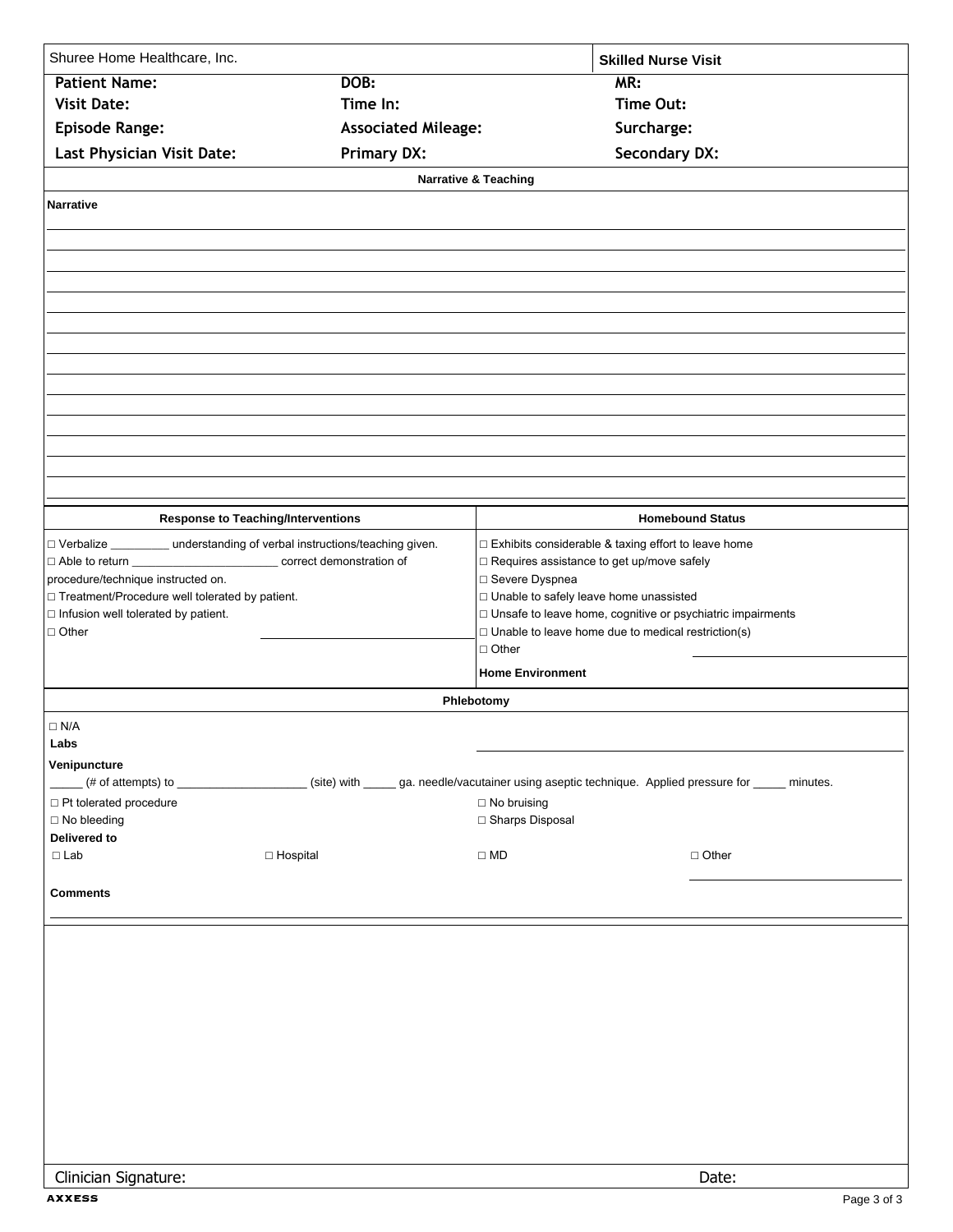| Shuree Home Healthcare, Inc. | | Skilled Nurse Visit |
|---|---|---|
| **Patient Name:** | **DOB:** | **MR:** |
| **Visit Date:** | **Time In:** | **Time Out:** |
| **Episode Range:** | **Associated Mileage:** | **Surcharge:** |
| **Last Physician Visit Date:** | **Primary DX:** | **Secondary DX:** |

## Narrative & Teaching

**Narrative**

______________________________________________

## Response to Teaching/Interventions

□ Verbalize _________ understanding of verbal instructions/teaching given.
□ Able to return _______________________ correct demonstration of procedure/technique instructed on.
□ Treatment/Procedure well tolerated by patient.
□ Infusion well tolerated by patient.
□ Other ______________________

## Homebound Status

□ Exhibits considerable & taxing effort to leave home
□ Requires assistance to get up/move safely
□ Severe Dyspnea
□ Unable to safely leave home unassisted
□ Unsafe to leave home, cognitive or psychiatric impairments
□ Unable to leave home due to medical restriction(s)
□ Other ______________________

**Home Environment**

## Phlebotomy

□ N/A

**Labs** ______________________

**Venipuncture**

_____ (# of attempts) to ___________________ (site) with _____ ga. needle/vacutainer using aseptic technique. Applied pressure for _____ minutes.

□ Pt tolerated procedure
□ No bleeding
□ No bruising
□ Sharps Disposal

**Delivered to**

□ Lab □ Hospital □ MD □ Other ______________________

**Comments**

______________________________________________

Clinician Signature: Date:

AXXESS